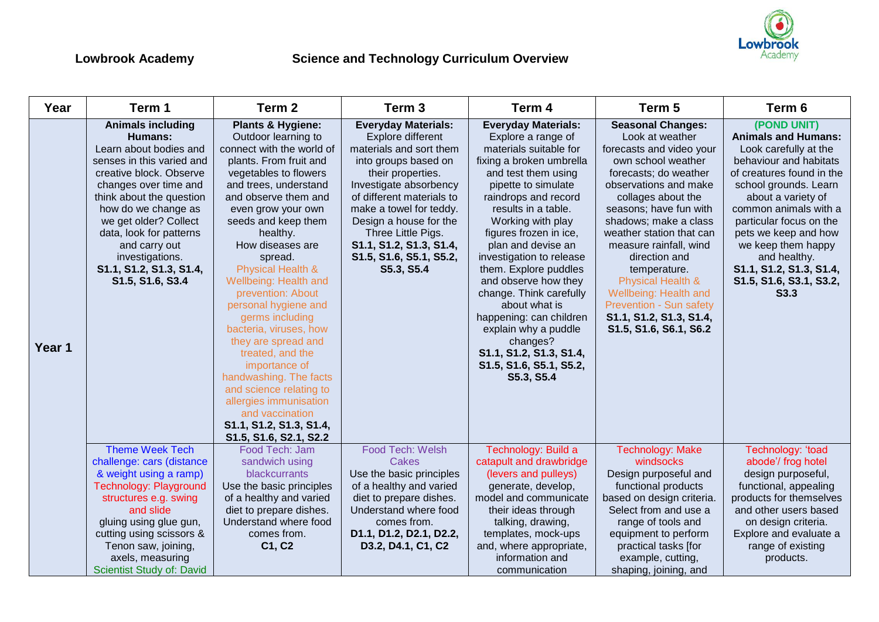**Lowbrook Academy** **Science and Technology Curriculum Overview**

| Year | Term 1 | Term 2 | Term 3 | Term 4 | Term 5 | Term 6 |
|---|---|---|---|---|---|---|
| Year 1 | **Animals including Humans:** Learn about bodies and senses in this varied and creative block. Observe changes over time and think about the question how do we change as we get older? Collect data, look for patterns and carry out investigations. **S1.1, S1.2, S1.3, S1.4, S1.5, S1.6, S3.4** | **Plants & Hygiene:** Outdoor learning to connect with the world of plants. From fruit and vegetables to flowers and trees, understand and observe them and even grow your own seeds and keep them healthy. How diseases are spread. Physical Health & Wellbeing: Health and prevention: About personal hygiene and germs including bacteria, viruses, how they are spread and treated, and the importance of handwashing. The facts and science relating to allergies immunisation and vaccination **S1.1, S1.2, S1.3, S1.4, S1.5, S1.6, S2.1, S2.2** | **Everyday Materials:** Explore different materials and sort them into groups based on their properties. Investigate absorbency of different materials to make a towel for teddy. Design a house for the Three Little Pigs. **S1.1, S1.2, S1.3, S1.4, S1.5, S1.6, S5.1, S5.2, S5.3, S5.4** | **Everyday Materials:** Explore a range of materials suitable for fixing a broken umbrella and test them using pipette to simulate raindrops and record results in a table. Working with play figures frozen in ice, plan and devise an investigation to release them. Explore puddles and observe how they change. Think carefully about what is happening: can children explain why a puddle changes? **S1.1, S1.2, S1.3, S1.4, S1.5, S1.6, S5.1, S5.2, S5.3, S5.4** | **Seasonal Changes:** Look at weather forecasts and video your own school weather forecasts; do weather observations and make collages about the seasons; have fun with shadows; make a class weather station that can measure rainfall, wind direction and temperature. Physical Health & Wellbeing: Health and Prevention - Sun safety **S1.1, S1.2, S1.3, S1.4, S1.5, S1.6, S6.1, S6.2** | **(POND UNIT) Animals and Humans:** Look carefully at the behaviour and habitats of creatures found in the school grounds. Learn about a variety of common animals with a particular focus on the pets we keep and how we keep them happy and healthy. **S1.1, S1.2, S1.3, S1.4, S1.5, S1.6, S3.1, S3.2, S3.3** |
| | Theme Week Tech challenge: cars (distance & weight using a ramp) Technology: Playground structures e.g. swing and slide gluing using glue gun, cutting using scissors & Tenon saw, joining, axels, measuring Scientist Study of: David | Food Tech: Jam sandwich using blackcurrants Use the basic principles of a healthy and varied diet to prepare dishes. Understand where food comes from. **C1, C2** | Food Tech: Welsh Cakes Use the basic principles of a healthy and varied diet to prepare dishes. Understand where food comes from. **D1.1, D1.2, D2.1, D2.2, D3.2, D4.1, C1, C2** | Technology: Build a catapult and drawbridge (levers and pulleys) generate, develop, model and communicate their ideas through talking, drawing, templates, mock-ups and, where appropriate, information and communication | Technology: Make windsocks Design purposeful and functional products based on design criteria. Select from and use a range of tools and equipment to perform practical tasks [for example, cutting, shaping, joining, and | Technology: 'toad abode'/ frog hotel design purposeful, functional, appealing products for themselves and other users based on design criteria. Explore and evaluate a range of existing products. |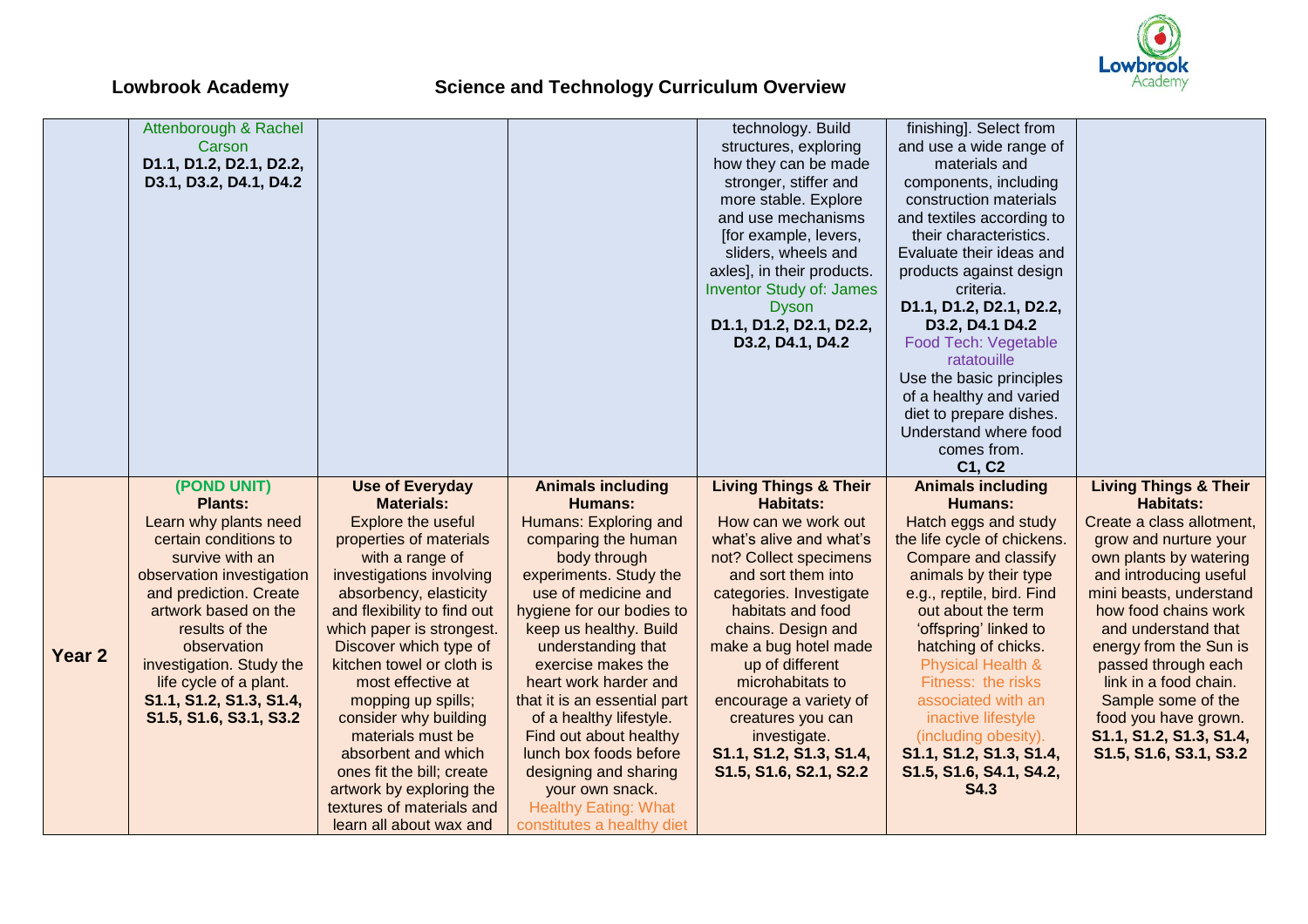## Lowbrook Academy — Science and Technology Curriculum Overview

| | | | | | | |
|---|---|---|---|---|---|---|
| | Attenborough & Rachel Carson **D1.1, D1.2, D2.1, D2.2, D3.1, D3.2, D4.1, D4.2** | | | technology. Build structures, exploring how they can be made stronger, stiffer and more stable. Explore and use mechanisms [for example, levers, sliders, wheels and axles], in their products. Inventor Study of: James Dyson **D1.1, D1.2, D2.1, D2.2, D3.2, D4.1, D4.2** | finishing]. Select from and use a wide range of materials and components, including construction materials and textiles according to their characteristics. Evaluate their ideas and products against design criteria. **D1.1, D1.2, D2.1, D2.2, D3.2, D4.1 D4.2** Food Tech: Vegetable ratatouille Use the basic principles of a healthy and varied diet to prepare dishes. Understand where food comes from. **C1, C2** | |
| **Year 2** | **(POND UNIT) Plants:** Learn why plants need certain conditions to survive with an observation investigation and prediction. Create artwork based on the results of the observation investigation. Study the life cycle of a plant. **S1.1, S1.2, S1.3, S1.4, S1.5, S1.6, S3.1, S3.2** | **Use of Everyday Materials:** Explore the useful properties of materials with a range of investigations involving absorbency, elasticity and flexibility to find out which paper is strongest. Discover which type of kitchen towel or cloth is most effective at mopping up spills; consider why building materials must be absorbent and which ones fit the bill; create artwork by exploring the textures of materials and learn all about wax and | **Animals including Humans:** Humans: Exploring and comparing the human body through experiments. Study the use of medicine and hygiene for our bodies to keep us healthy. Build understanding that exercise makes the heart work harder and that it is an essential part of a healthy lifestyle. Find out about healthy lunch box foods before designing and sharing your own snack. Healthy Eating: What constitutes a healthy diet | **Living Things & Their Habitats:** How can we work out what's alive and what's not? Collect specimens and sort them into categories. Investigate habitats and food chains. Design and make a bug hotel made up of different microhabitats to encourage a variety of creatures you can investigate. **S1.1, S1.2, S1.3, S1.4, S1.5, S1.6, S2.1, S2.2** | **Animals including Humans:** Hatch eggs and study the life cycle of chickens. Compare and classify animals by their type e.g., reptile, bird. Find out about the term 'offspring' linked to hatching of chicks. Physical Health & Fitness: the risks associated with an inactive lifestyle (including obesity). **S1.1, S1.2, S1.3, S1.4, S1.5, S1.6, S4.1, S4.2, S4.3** | **Living Things & Their Habitats:** Create a class allotment, grow and nurture your own plants by watering and introducing useful mini beasts, understand how food chains work and understand that energy from the Sun is passed through each link in a food chain. Sample some of the food you have grown. **S1.1, S1.2, S1.3, S1.4, S1.5, S1.6, S3.1, S3.2** |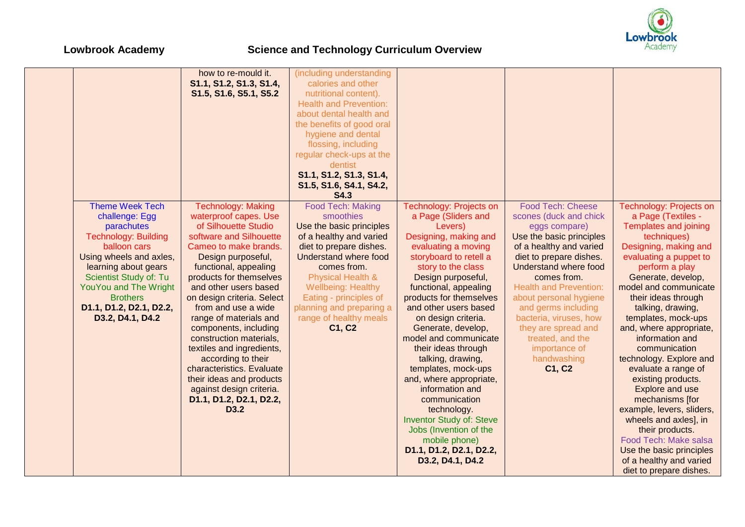## Lowbrook Academy

## Science and Technology Curriculum Overview

| | | | | | | |
|---|---|---|---|---|---|---|
| | | how to re-mould it. **S1.1, S1.2, S1.3, S1.4, S1.5, S1.6, S5.1, S5.2** | (including understanding calories and other nutritional content). Health and Prevention: about dental health and the benefits of good oral hygiene and dental flossing, including regular check-ups at the dentist **S1.1, S1.2, S1.3, S1.4, S1.5, S1.6, S4.1, S4.2, S4.3** | | | |
| | Theme Week Tech challenge: Egg parachutes Technology: Building balloon cars Using wheels and axles, learning about gears Scientist Study of: Tu YouYou and The Wright Brothers **D1.1, D1.2, D2.1, D2.2, D3.2, D4.1, D4.2** | Technology: Making waterproof capes. Use of Silhouette Studio software and Silhouette Cameo to make brands. Design purposeful, functional, appealing products for themselves and other users based on design criteria. Select from and use a wide range of materials and components, including construction materials, textiles and ingredients, according to their characteristics. Evaluate their ideas and products against design criteria. **D1.1, D1.2, D2.1, D2.2, D3.2** | Food Tech: Making smoothies Use the basic principles of a healthy and varied diet to prepare dishes. Understand where food comes from. Physical Health & Wellbeing: Healthy Eating - principles of planning and preparing a range of healthy meals **C1, C2** | Technology: Projects on a Page (Sliders and Levers) Designing, making and evaluating a moving storyboard to retell a story to the class Design purposeful, functional, appealing products for themselves and other users based on design criteria. Generate, develop, model and communicate their ideas through talking, drawing, templates, mock-ups and, where appropriate, information and communication technology. Inventor Study of: Steve Jobs (Invention of the mobile phone) **D1.1, D1.2, D2.1, D2.2, D3.2, D4.1, D4.2** | Food Tech: Cheese scones (duck and chick eggs compare) Use the basic principles of a healthy and varied diet to prepare dishes. Understand where food comes from. Health and Prevention: about personal hygiene and germs including bacteria, viruses, how they are spread and treated, and the importance of handwashing **C1, C2** | Technology: Projects on a Page (Textiles - Templates and joining techniques) Designing, making and evaluating a puppet to perform a play Generate, develop, model and communicate their ideas through talking, drawing, templates, mock-ups and, where appropriate, information and communication technology. Explore and evaluate a range of existing products. Explore and use mechanisms [for example, levers, sliders, wheels and axles], in their products. Food Tech: Make salsa Use the basic principles of a healthy and varied diet to prepare dishes. |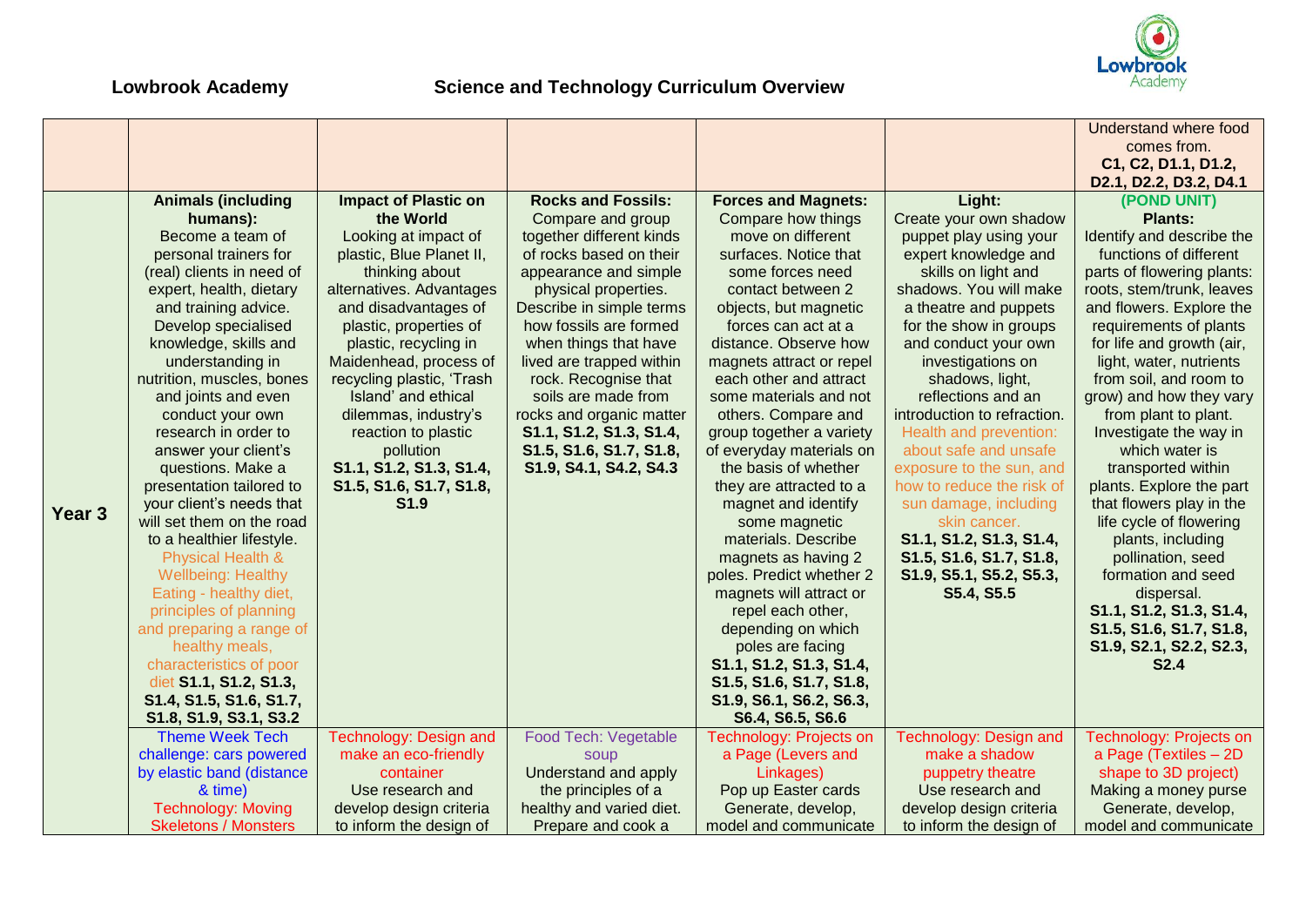**Lowbrook Academy** **Science and Technology Curriculum Overview**

| | | | | | | |
|---|---|---|---|---|---|---|
| | | | | | | Understand where food comes from. **C1, C2, D1.1, D1.2, D2.1, D2.2, D3.2, D4.1** |
| **Year 3** | **Animals (including humans):** Become a team of personal trainers for (real) clients in need of expert, health, dietary and training advice. Develop specialised knowledge, skills and understanding in nutrition, muscles, bones and joints and even conduct your own research in order to answer your client's questions. Make a presentation tailored to your client's needs that will set them on the road to a healthier lifestyle. Physical Health & Wellbeing: Healthy Eating - healthy diet, principles of planning and preparing a range of healthy meals, characteristics of poor diet **S1.1, S1.2, S1.3, S1.4, S1.5, S1.6, S1.7, S1.8, S1.9, S3.1, S3.2** | **Impact of Plastic on the World** Looking at impact of plastic, Blue Planet II, thinking about alternatives. Advantages and disadvantages of plastic, properties of plastic, recycling in Maidenhead, process of recycling plastic, 'Trash Island' and ethical dilemmas, industry's reaction to plastic pollution **S1.1, S1.2, S1.3, S1.4, S1.5, S1.6, S1.7, S1.8, S1.9** | **Rocks and Fossils:** Compare and group together different kinds of rocks based on their appearance and simple physical properties. Describe in simple terms how fossils are formed when things that have lived are trapped within rock. Recognise that soils are made from rocks and organic matter **S1.1, S1.2, S1.3, S1.4, S1.5, S1.6, S1.7, S1.8, S1.9, S4.1, S4.2, S4.3** | **Forces and Magnets:** Compare how things move on different surfaces. Notice that some forces need contact between 2 objects, but magnetic forces can act at a distance. Observe how magnets attract or repel each other and attract some materials and not others. Compare and group together a variety of everyday materials on the basis of whether they are attracted to a magnet and identify some magnetic materials. Describe magnets as having 2 poles. Predict whether 2 magnets will attract or repel each other, depending on which poles are facing **S1.1, S1.2, S1.3, S1.4, S1.5, S1.6, S1.7, S1.8, S1.9, S6.1, S6.2, S6.3, S6.4, S6.5, S6.6** | **Light:** Create your own shadow puppet play using your expert knowledge and skills on light and shadows. You will make a theatre and puppets for the show in groups and conduct your own investigations on shadows, light, reflections and an introduction to refraction. Health and prevention: about safe and unsafe exposure to the sun, and how to reduce the risk of sun damage, including skin cancer. **S1.1, S1.2, S1.3, S1.4, S1.5, S1.6, S1.7, S1.8, S1.9, S5.1, S5.2, S5.3, S5.4, S5.5** | **(POND UNIT) Plants:** Identify and describe the functions of different parts of flowering plants: roots, stem/trunk, leaves and flowers. Explore the requirements of plants for life and growth (air, light, water, nutrients from soil, and room to grow) and how they vary from plant to plant. Investigate the way in which water is transported within plants. Explore the part that flowers play in the life cycle of flowering plants, including pollination, seed formation and seed dispersal. **S1.1, S1.2, S1.3, S1.4, S1.5, S1.6, S1.7, S1.8, S1.9, S2.1, S2.2, S2.3, S2.4** |
| | Theme Week Tech challenge: cars powered by elastic band (distance & time) Technology: Moving Skeletons / Monsters | Technology: Design and make an eco-friendly container Use research and develop design criteria to inform the design of | Food Tech: Vegetable soup Understand and apply the principles of a healthy and varied diet. Prepare and cook a | Technology: Projects on a Page (Levers and Linkages) Pop up Easter cards Generate, develop, model and communicate | Technology: Design and make a shadow puppetry theatre Use research and develop design criteria to inform the design of | Technology: Projects on a Page (Textiles – 2D shape to 3D project) Making a money purse Generate, develop, model and communicate |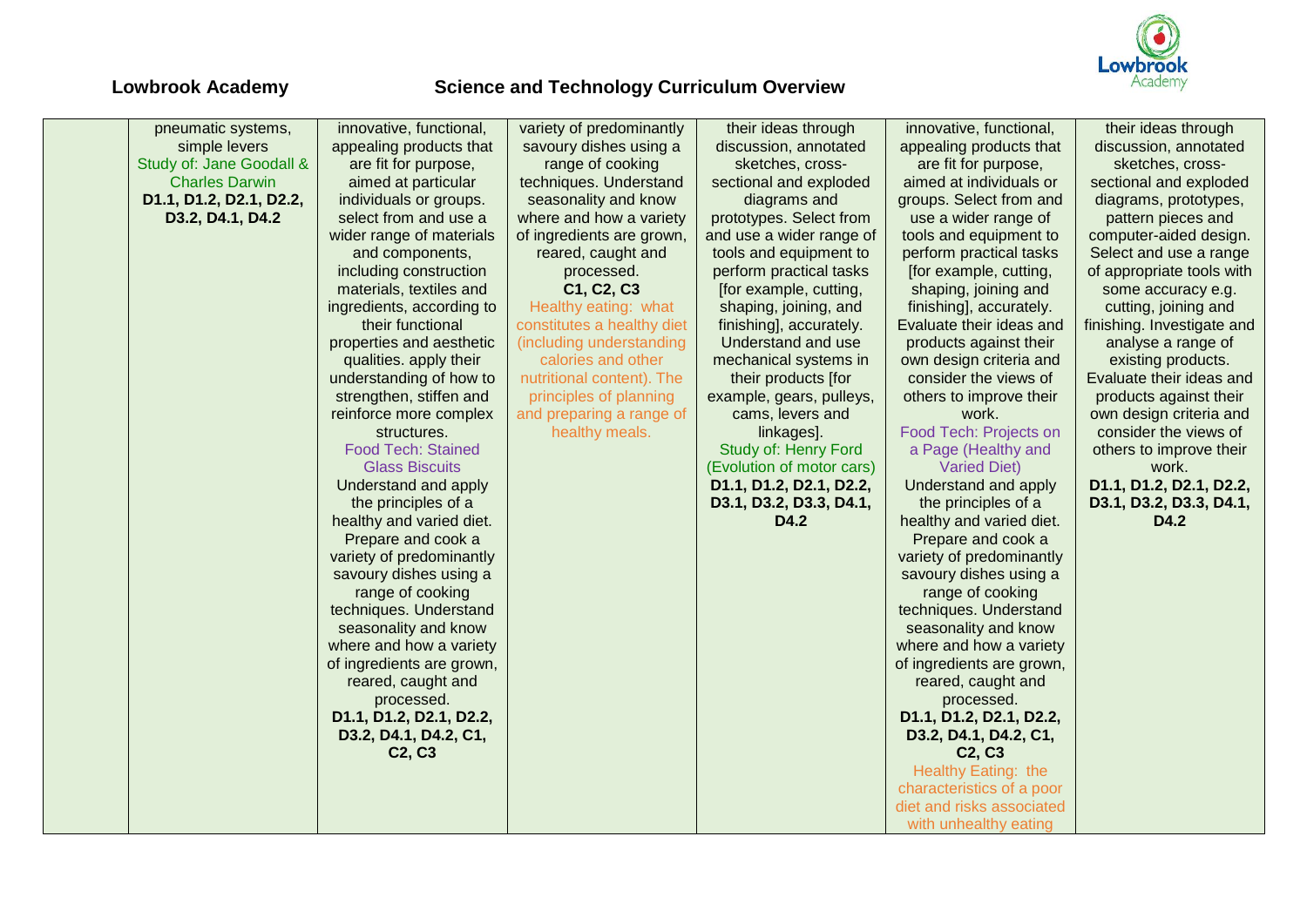## Lowbrook Academy

## Science and Technology Curriculum Overview

| | | | | | | |
|---|---|---|---|---|---|---|
| | pneumatic systems, simple levers Study of: Jane Goodall & Charles Darwin **D1.1, D1.2, D2.1, D2.2, D3.2, D4.1, D4.2** | innovative, functional, appealing products that are fit for purpose, aimed at particular individuals or groups. select from and use a wider range of materials and components, including construction materials, textiles and ingredients, according to their functional properties and aesthetic qualities. apply their understanding of how to strengthen, stiffen and reinforce more complex structures. Food Tech: Stained Glass Biscuits Understand and apply the principles of a healthy and varied diet. Prepare and cook a variety of predominantly savoury dishes using a range of cooking techniques. Understand seasonality and know where and how a variety of ingredients are grown, reared, caught and processed. **D1.1, D1.2, D2.1, D2.2, D3.2, D4.1, D4.2, C1, C2, C3** | variety of predominantly savoury dishes using a range of cooking techniques. Understand seasonality and know where and how a variety of ingredients are grown, reared, caught and processed. **C1, C2, C3** Healthy eating: what constitutes a healthy diet (including understanding calories and other nutritional content). The principles of planning and preparing a range of healthy meals. | their ideas through discussion, annotated sketches, cross-sectional and exploded diagrams and prototypes. Select from and use a wider range of tools and equipment to perform practical tasks [for example, cutting, shaping, joining, and finishing], accurately. Understand and use mechanical systems in their products [for example, gears, pulleys, cams, levers and linkages]. Study of: Henry Ford (Evolution of motor cars) **D1.1, D1.2, D2.1, D2.2, D3.1, D3.2, D3.3, D4.1, D4.2** | innovative, functional, appealing products that are fit for purpose, aimed at individuals or groups. Select from and use a wider range of tools and equipment to perform practical tasks [for example, cutting, shaping, joining and finishing], accurately. Evaluate their ideas and products against their own design criteria and consider the views of others to improve their work. Food Tech: Projects on a Page (Healthy and Varied Diet) Understand and apply the principles of a healthy and varied diet. Prepare and cook a variety of predominantly savoury dishes using a range of cooking techniques. Understand seasonality and know where and how a variety of ingredients are grown, reared, caught and processed. **D1.1, D1.2, D2.1, D2.2, D3.2, D4.1, D4.2, C1, C2, C3** Healthy Eating: the characteristics of a poor diet and risks associated with unhealthy eating | their ideas through discussion, annotated sketches, cross-sectional and exploded diagrams, prototypes, pattern pieces and computer-aided design. Select and use a range of appropriate tools with some accuracy e.g. cutting, joining and finishing. Investigate and analyse a range of existing products. Evaluate their ideas and products against their own design criteria and consider the views of others to improve their work. **D1.1, D1.2, D2.1, D2.2, D3.1, D3.2, D3.3, D4.1, D4.2** |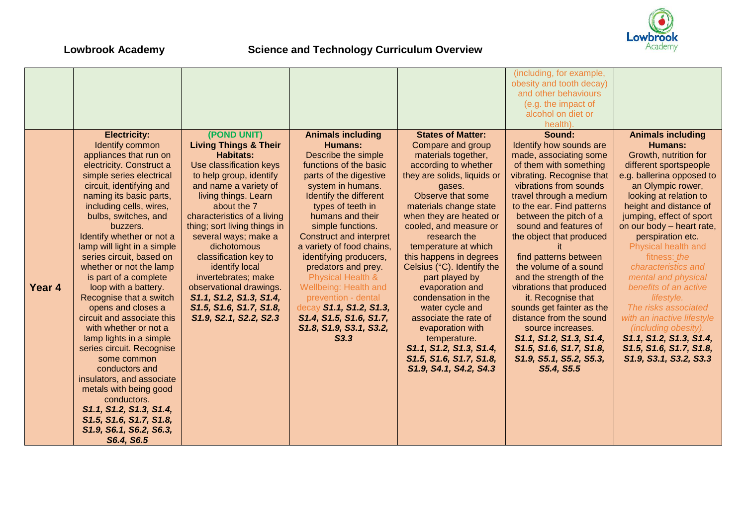**Lowbrook Academy** **Science and Technology Curriculum Overview**

| | | | | | | |
|---|---|---|---|---|---|---|
| | | | | | (including, for example, obesity and tooth decay) and other behaviours (e.g. the impact of alcohol on diet or health). | |
| **Year 4** | **Electricity:** Identify common appliances that run on electricity. Construct a simple series electrical circuit, identifying and naming its basic parts, including cells, wires, bulbs, switches, and buzzers. Identify whether or not a lamp will light in a simple series circuit, based on whether or not the lamp is part of a complete loop with a battery. Recognise that a switch opens and closes a circuit and associate this with whether or not a lamp lights in a simple series circuit. Recognise some common conductors and insulators, and associate metals with being good conductors. ***S1.1, S1.2, S1.3, S1.4, S1.5, S1.6, S1.7, S1.8, S1.9, S6.1, S6.2, S6.3, S6.4, S6.5*** | **(POND UNIT)** **Living Things & Their Habitats:** Use classification keys to help group, identify and name a variety of living things. Learn about the 7 characteristics of a living thing; sort living things in several ways; make a dichotomous classification key to identify local invertebrates; make observational drawings. ***S1.1, S1.2, S1.3, S1.4, S1.5, S1.6, S1.7, S1.8, S1.9, S2.1, S2.2, S2.3*** | **Animals including Humans:** Describe the simple functions of the basic parts of the digestive system in humans. Identify the different types of teeth in humans and their simple functions. Construct and interpret a variety of food chains, identifying producers, predators and prey. Physical Health & Wellbeing: Health and prevention - dental decay ***S1.1, S1.2, S1.3, S1.4, S1.5, S1.6, S1.7, S1.8, S1.9, S3.1, S3.2, S3.3*** | **States of Matter:** Compare and group materials together, according to whether they are solids, liquids or gases. Observe that some materials change state when they are heated or cooled, and measure or research the temperature at which this happens in degrees Celsius (°C). Identify the part played by evaporation and condensation in the water cycle and associate the rate of evaporation with temperature. ***S1.1, S1.2, S1.3, S1.4, S1.5, S1.6, S1.7, S1.8, S1.9, S4.1, S4.2, S4.3*** | **Sound:** Identify how sounds are made, associating some of them with something vibrating. Recognise that vibrations from sounds travel through a medium to the ear. Find patterns between the pitch of a sound and features of the object that produced it find patterns between the volume of a sound and the strength of the vibrations that produced it. Recognise that sounds get fainter as the distance from the sound source increases. ***S1.1, S1.2, S1.3, S1.4, S1.5, S1.6, S1.7, S1.8, S1.9, S5.1, S5.2, S5.3, S5.4, S5.5*** | **Animals including Humans:** Growth, nutrition for different sportspeople e.g. ballerina opposed to an Olympic rower, looking at relation to height and distance of jumping, effect of sport on our body – heart rate, perspiration etc. Physical health and fitness: *the characteristics and mental and physical benefits of an active lifestyle. The risks associated with an inactive lifestyle (including obesity).* ***S1.1, S1.2, S1.3, S1.4, S1.5, S1.6, S1.7, S1.8, S1.9, S3.1, S3.2, S3.3*** |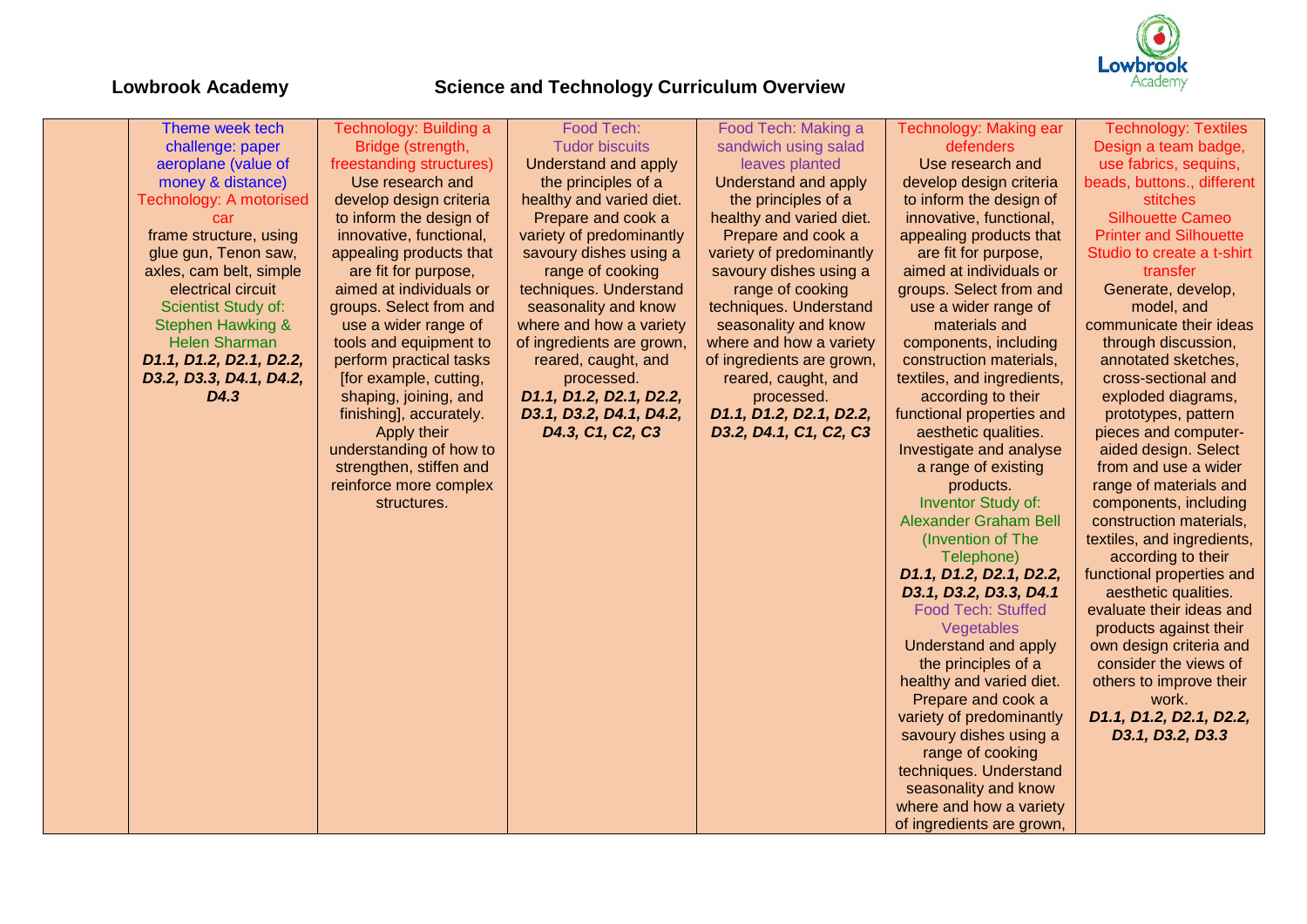**Lowbrook Academy** **Science and Technology Curriculum Overview**

| | | | | | | |
|---|---|---|---|---|---|---|
| | Theme week tech challenge: paper aeroplane (value of money & distance) Technology: A motorised car frame structure, using glue gun, Tenon saw, axles, cam belt, simple electrical circuit Scientist Study of: Stephen Hawking & Helen Sharman ***D1.1, D1.2, D2.1, D2.2, D3.2, D3.3, D4.1, D4.2, D4.3*** | Technology: Building a Bridge (strength, freestanding structures) Use research and develop design criteria to inform the design of innovative, functional, appealing products that are fit for purpose, aimed at individuals or groups. Select from and use a wider range of tools and equipment to perform practical tasks [for example, cutting, shaping, joining, and finishing], accurately. Apply their understanding of how to strengthen, stiffen and reinforce more complex structures. | Food Tech: Tudor biscuits Understand and apply the principles of a healthy and varied diet. Prepare and cook a variety of predominantly savoury dishes using a range of cooking techniques. Understand seasonality and know where and how a variety of ingredients are grown, reared, caught, and processed. ***D1.1, D1.2, D2.1, D2.2, D3.1, D3.2, D4.1, D4.2, D4.3, C1, C2, C3*** | Food Tech: Making a sandwich using salad leaves planted Understand and apply the principles of a healthy and varied diet. Prepare and cook a variety of predominantly savoury dishes using a range of cooking techniques. Understand seasonality and know where and how a variety of ingredients are grown, reared, caught, and processed. ***D1.1, D1.2, D2.1, D2.2, D3.2, D4.1, C1, C2, C3*** | Technology: Making ear defenders Use research and develop design criteria to inform the design of innovative, functional, appealing products that are fit for purpose, aimed at individuals or groups. Select from and use a wider range of materials and components, including construction materials, textiles, and ingredients, according to their functional properties and aesthetic qualities. Investigate and analyse a range of existing products. Inventor Study of: Alexander Graham Bell (Invention of The Telephone) ***D1.1, D1.2, D2.1, D2.2, D3.1, D3.2, D3.3, D4.1*** Food Tech: Stuffed Vegetables Understand and apply the principles of a healthy and varied diet. Prepare and cook a variety of predominantly savoury dishes using a range of cooking techniques. Understand seasonality and know where and how a variety of ingredients are grown, | Technology: Textiles Design a team badge, use fabrics, sequins, beads, buttons., different stitches Silhouette Cameo Printer and Silhouette Studio to create a t-shirt transfer Generate, develop, model, and communicate their ideas through discussion, annotated sketches, cross-sectional and exploded diagrams, prototypes, pattern pieces and computer-aided design. Select from and use a wider range of materials and components, including construction materials, textiles, and ingredients, according to their functional properties and aesthetic qualities. evaluate their ideas and products against their own design criteria and consider the views of others to improve their work. ***D1.1, D1.2, D2.1, D2.2, D3.1, D3.2, D3.3*** |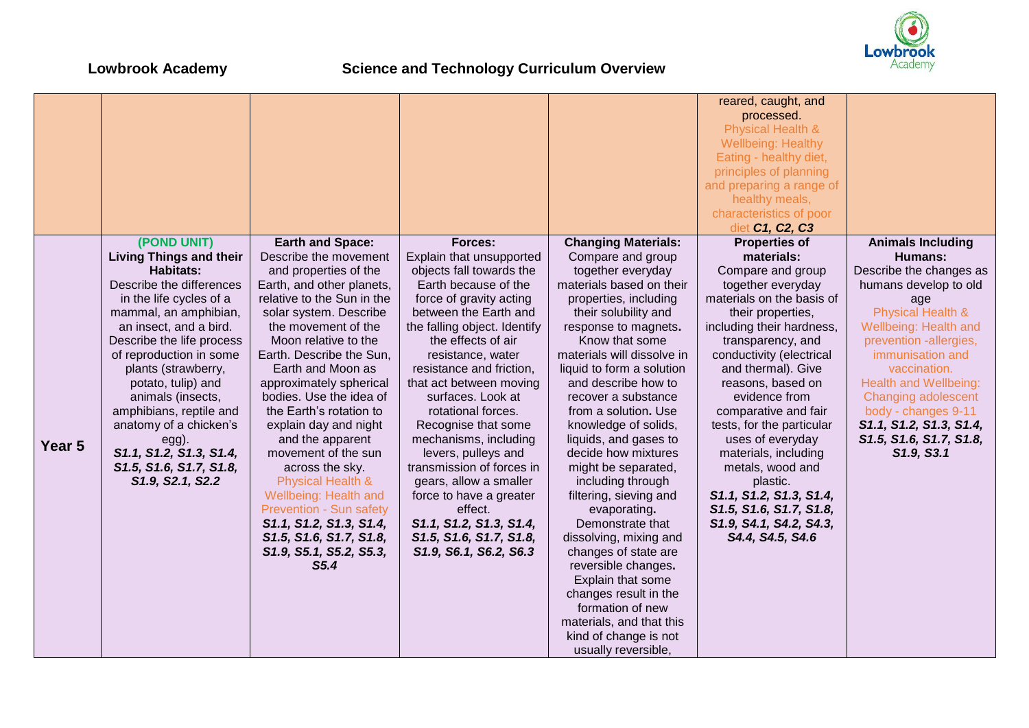**Lowbrook Academy** **Science and Technology Curriculum Overview**

| | | | | | | |
|---|---|---|---|---|---|---|
| | | | | | reared, caught, and processed. Physical Health & Wellbeing: Healthy Eating - healthy diet, principles of planning and preparing a range of healthy meals, characteristics of poor diet ***C1, C2, C3*** | |
| **Year 5** | (POND UNIT) **Living Things and their Habitats:** Describe the differences in the life cycles of a mammal, an amphibian, an insect, and a bird. Describe the life process of reproduction in some plants (strawberry, potato, tulip) and animals (insects, amphibians, reptile and anatomy of a chicken's egg). ***S1.1, S1.2, S1.3, S1.4, S1.5, S1.6, S1.7, S1.8, S1.9, S2.1, S2.2*** | **Earth and Space:** Describe the movement and properties of the Earth, and other planets, relative to the Sun in the solar system. Describe the movement of the Moon relative to the Earth. Describe the Sun, Earth and Moon as approximately spherical bodies. Use the idea of the Earth's rotation to explain day and night and the apparent movement of the sun across the sky. Physical Health & Wellbeing: Health and Prevention - Sun safety ***S1.1, S1.2, S1.3, S1.4, S1.5, S1.6, S1.7, S1.8, S1.9, S5.1, S5.2, S5.3, S5.4*** | **Forces:** Explain that unsupported objects fall towards the Earth because of the force of gravity acting between the Earth and the falling object. Identify the effects of air resistance, water resistance and friction, that act between moving surfaces. Look at rotational forces. Recognise that some mechanisms, including levers, pulleys and transmission of forces in gears, allow a smaller force to have a greater effect. ***S1.1, S1.2, S1.3, S1.4, S1.5, S1.6, S1.7, S1.8, S1.9, S6.1, S6.2, S6.3*** | **Changing Materials:** Compare and group together everyday materials based on their properties, including their solubility and response to magnets. Know that some materials will dissolve in liquid to form a solution and describe how to recover a substance from a solution. Use knowledge of solids, liquids, and gases to decide how mixtures might be separated, including through filtering, sieving and evaporating. Demonstrate that dissolving, mixing and changes of state are reversible changes. Explain that some changes result in the formation of new materials, and that this kind of change is not usually reversible, | **Properties of materials:** Compare and group together everyday materials on the basis of their properties, including their hardness, transparency, and conductivity (electrical and thermal). Give reasons, based on evidence from comparative and fair tests, for the particular uses of everyday materials, including metals, wood and plastic. ***S1.1, S1.2, S1.3, S1.4, S1.5, S1.6, S1.7, S1.8, S1.9, S4.1, S4.2, S4.3, S4.4, S4.5, S4.6*** | **Animals Including Humans:** Describe the changes as humans develop to old age Physical Health & Wellbeing: Health and prevention -allergies, immunisation and vaccination. Health and Wellbeing: Changing adolescent body - changes 9-11 ***S1.1, S1.2, S1.3, S1.4, S1.5, S1.6, S1.7, S1.8, S1.9, S3.1*** |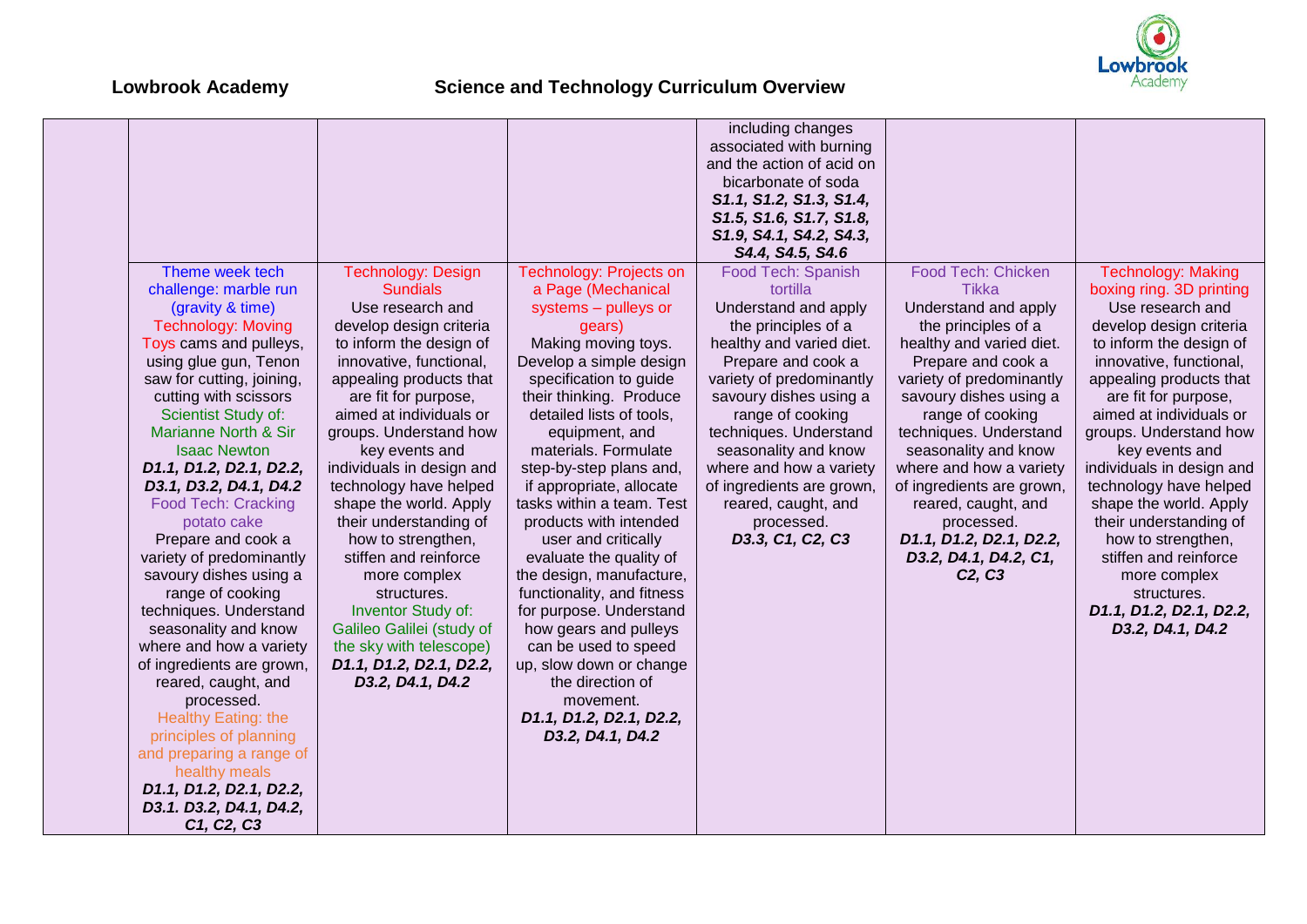**Lowbrook Academy** **Science and Technology Curriculum Overview**

| | | | | | | |
|---|---|---|---|---|---|---|
| | | | | including changes associated with burning and the action of acid on bicarbonate of soda ***S1.1, S1.2, S1.3, S1.4, S1.5, S1.6, S1.7, S1.8, S1.9, S4.1, S4.2, S4.3, S4.4, S4.5, S4.6*** | | |
| | Theme week tech challenge: marble run (gravity & time) Technology: Moving Toys cams and pulleys, using glue gun, Tenon saw for cutting, joining, cutting with scissors Scientist Study of: Marianne North & Sir Isaac Newton ***D1.1, D1.2, D2.1, D2.2, D3.1, D3.2, D4.1, D4.2*** Food Tech: Cracking potato cake Prepare and cook a variety of predominantly savoury dishes using a range of cooking techniques. Understand seasonality and know where and how a variety of ingredients are grown, reared, caught, and processed. Healthy Eating: the principles of planning and preparing a range of healthy meals ***D1.1, D1.2, D2.1, D2.2, D3.1. D3.2, D4.1, D4.2, C1, C2, C3*** | Technology: Design Sundials Use research and develop design criteria to inform the design of innovative, functional, appealing products that are fit for purpose, aimed at individuals or groups. Understand how key events and individuals in design and technology have helped shape the world. Apply their understanding of how to strengthen, stiffen and reinforce more complex structures. Inventor Study of: Galileo Galilei (study of the sky with telescope) ***D1.1, D1.2, D2.1, D2.2, D3.2, D4.1, D4.2*** | Technology: Projects on a Page (Mechanical systems – pulleys or gears) Making moving toys. Develop a simple design specification to guide their thinking. Produce detailed lists of tools, equipment, and materials. Formulate step-by-step plans and, if appropriate, allocate tasks within a team. Test products with intended user and critically evaluate the quality of the design, manufacture, functionality, and fitness for purpose. Understand how gears and pulleys can be used to speed up, slow down or change the direction of movement. ***D1.1, D1.2, D2.1, D2.2, D3.2, D4.1, D4.2*** | Food Tech: Spanish tortilla Understand and apply the principles of a healthy and varied diet. Prepare and cook a variety of predominantly savoury dishes using a range of cooking techniques. Understand seasonality and know where and how a variety of ingredients are grown, reared, caught, and processed. ***D3.3, C1, C2, C3*** | Food Tech: Chicken Tikka Understand and apply the principles of a healthy and varied diet. Prepare and cook a variety of predominantly savoury dishes using a range of cooking techniques. Understand seasonality and know where and how a variety of ingredients are grown, reared, caught, and processed. ***D1.1, D1.2, D2.1, D2.2, D3.2, D4.1, D4.2, C1, C2, C3*** | Technology: Making boxing ring. 3D printing Use research and develop design criteria to inform the design of innovative, functional, appealing products that are fit for purpose, aimed at individuals or groups. Understand how key events and individuals in design and technology have helped shape the world. Apply their understanding of how to strengthen, stiffen and reinforce more complex structures. ***D1.1, D1.2, D2.1, D2.2, D3.2, D4.1, D4.2*** |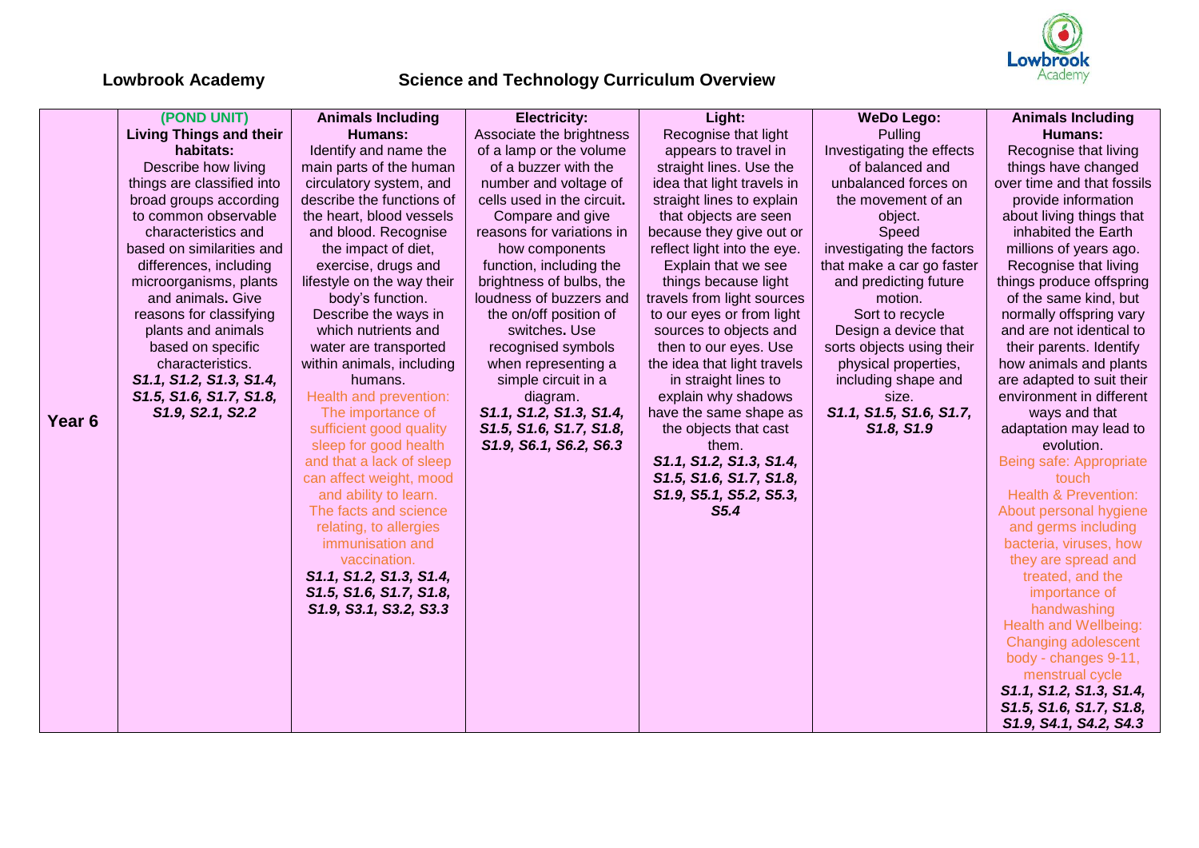# Lowbrook Academy

## Science and Technology Curriculum Overview

| | | | | | | |
|---|---|---|---|---|---|---|
| **Year 6** | **(POND UNIT)** **Living Things and their habitats:** Describe how living things are classified into broad groups according to common observable characteristics and based on similarities and differences, including microorganisms, plants and animals. Give reasons for classifying plants and animals based on specific characteristics. ***S1.1, S1.2, S1.3, S1.4, S1.5, S1.6, S1.7, S1.8, S1.9, S2.1, S2.2*** | **Animals Including Humans:** Identify and name the main parts of the human circulatory system, and describe the functions of the heart, blood vessels and blood. Recognise the impact of diet, exercise, drugs and lifestyle on the way their body's function. Describe the ways in which nutrients and water are transported within animals, including humans. Health and prevention: The importance of sufficient good quality sleep for good health and that a lack of sleep can affect weight, mood and ability to learn. The facts and science relating, to allergies immunisation and vaccination. ***S1.1, S1.2, S1.3, S1.4, S1.5, S1.6, S1.7, S1.8, S1.9, S3.1, S3.2, S3.3*** | **Electricity:** Associate the brightness of a lamp or the volume of a buzzer with the number and voltage of cells used in the circuit. Compare and give reasons for variations in how components function, including the brightness of bulbs, the loudness of buzzers and the on/off position of switches. Use recognised symbols when representing a simple circuit in a diagram. ***S1.1, S1.2, S1.3, S1.4, S1.5, S1.6, S1.7, S1.8, S1.9, S6.1, S6.2, S6.3*** | **Light:** Recognise that light appears to travel in straight lines. Use the idea that light travels in straight lines to explain that objects are seen because they give out or reflect light into the eye. Explain that we see things because light travels from light sources to our eyes or from light sources to objects and then to our eyes. Use the idea that light travels in straight lines to explain why shadows have the same shape as the objects that cast them. ***S1.1, S1.2, S1.3, S1.4, S1.5, S1.6, S1.7, S1.8, S1.9, S5.1, S5.2, S5.3, S5.4*** | **WeDo Lego:** Pulling Investigating the effects of balanced and unbalanced forces on the movement of an object. Speed investigating the factors that make a car go faster and predicting future motion. Sort to recycle Design a device that sorts objects using their physical properties, including shape and size. ***S1.1, S1.5, S1.6, S1.7, S1.8, S1.9*** | **Animals Including Humans:** Recognise that living things have changed over time and that fossils provide information about living things that inhabited the Earth millions of years ago. Recognise that living things produce offspring of the same kind, but normally offspring vary and are not identical to their parents. Identify how animals and plants are adapted to suit their environment in different ways and that adaptation may lead to evolution. Being safe: Appropriate touch Health & Prevention: About personal hygiene and germs including bacteria, viruses, how they are spread and treated, and the importance of handwashing Health and Wellbeing: Changing adolescent body - changes 9-11, menstrual cycle ***S1.1, S1.2, S1.3, S1.4, S1.5, S1.6, S1.7, S1.8, S1.9, S4.1, S4.2, S4.3*** |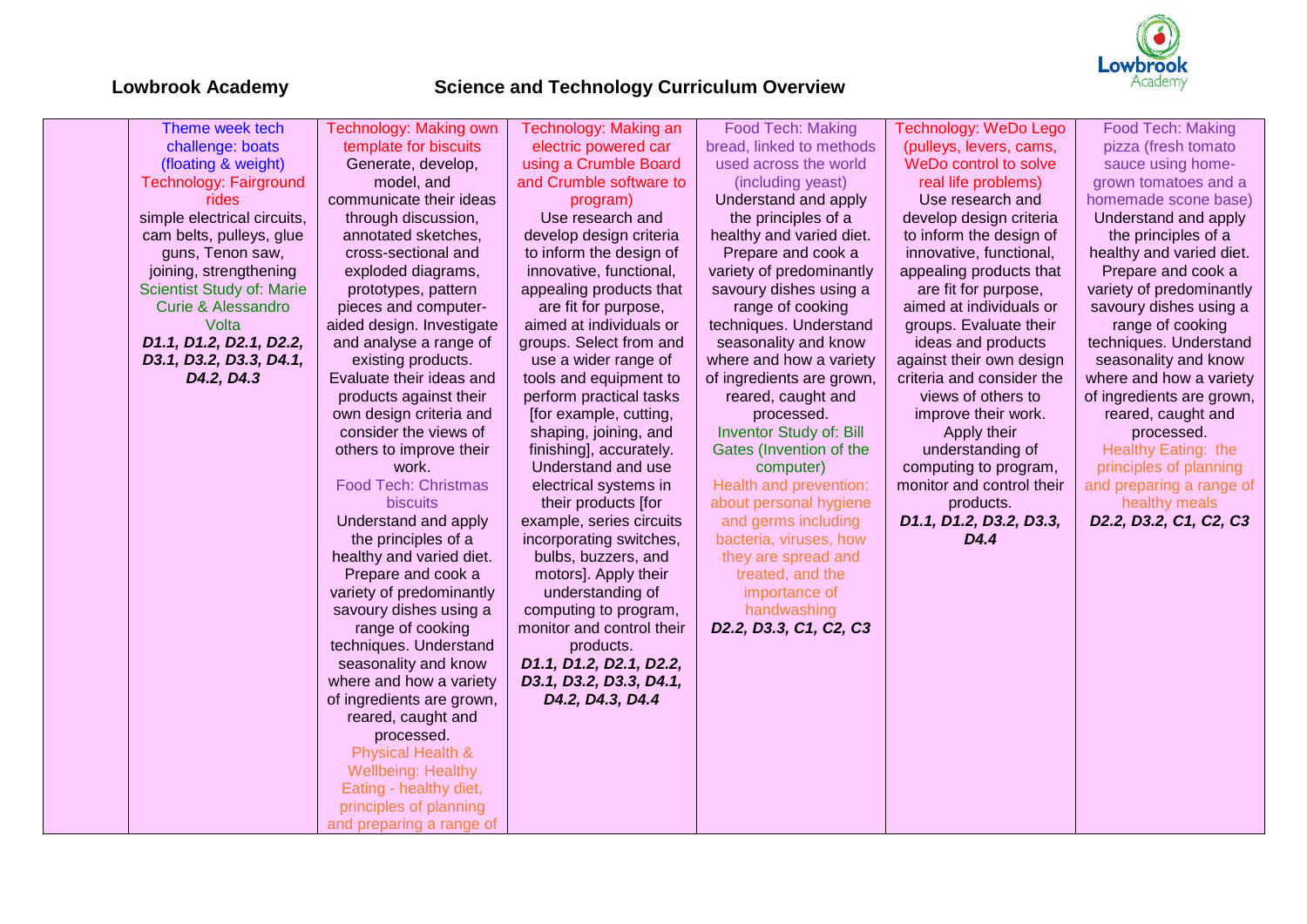# Lowbrook Academy

## Science and Technology Curriculum Overview

| | | | | | | |
|---|---|---|---|---|---|---|
| | Theme week tech challenge: boats (floating & weight) Technology: Fairground rides simple electrical circuits, cam belts, pulleys, glue guns, Tenon saw, joining, strengthening Scientist Study of: Marie Curie & Alessandro Volta ***D1.1, D1.2, D2.1, D2.2, D3.1, D3.2, D3.3, D4.1, D4.2, D4.3*** | Technology: Making own template for biscuits Generate, develop, model, and communicate their ideas through discussion, annotated sketches, cross-sectional and exploded diagrams, prototypes, pattern pieces and computer-aided design. Investigate and analyse a range of existing products. Evaluate their ideas and products against their own design criteria and consider the views of others to improve their work. Food Tech: Christmas biscuits Understand and apply the principles of a healthy and varied diet. Prepare and cook a variety of predominantly savoury dishes using a range of cooking techniques. Understand seasonality and know where and how a variety of ingredients are grown, reared, caught and processed. Physical Health & Wellbeing: Healthy Eating - healthy diet, principles of planning and preparing a range of | Technology: Making an electric powered car using a Crumble Board and Crumble software to program) Use research and develop design criteria to inform the design of innovative, functional, appealing products that are fit for purpose, aimed at individuals or groups. Select from and use a wider range of tools and equipment to perform practical tasks [for example, cutting, shaping, joining, and finishing], accurately. Understand and use electrical systems in their products [for example, series circuits incorporating switches, bulbs, buzzers, and motors]. Apply their understanding of computing to program, monitor and control their products. ***D1.1, D1.2, D2.1, D2.2, D3.1, D3.2, D3.3, D4.1, D4.2, D4.3, D4.4*** | Food Tech: Making bread, linked to methods used across the world (including yeast) Understand and apply the principles of a healthy and varied diet. Prepare and cook a variety of predominantly savoury dishes using a range of cooking techniques. Understand seasonality and know where and how a variety of ingredients are grown, reared, caught and processed. Inventor Study of: Bill Gates (Invention of the computer) Health and prevention: about personal hygiene and germs including bacteria, viruses, how they are spread and treated, and the importance of handwashing ***D2.2, D3.3, C1, C2, C3*** | Technology: WeDo Lego (pulleys, levers, cams, WeDo control to solve real life problems) Use research and develop design criteria to inform the design of innovative, functional, appealing products that are fit for purpose, aimed at individuals or groups. Evaluate their ideas and products against their own design criteria and consider the views of others to improve their work. Apply their understanding of computing to program, monitor and control their products. ***D1.1, D1.2, D3.2, D3.3, D4.4*** | Food Tech: Making pizza (fresh tomato sauce using home-grown tomatoes and a homemade scone base) Understand and apply the principles of a healthy and varied diet. Prepare and cook a variety of predominantly savoury dishes using a range of cooking techniques. Understand seasonality and know where and how a variety of ingredients are grown, reared, caught and processed. Healthy Eating: the principles of planning and preparing a range of healthy meals ***D2.2, D3.2, C1, C2, C3*** |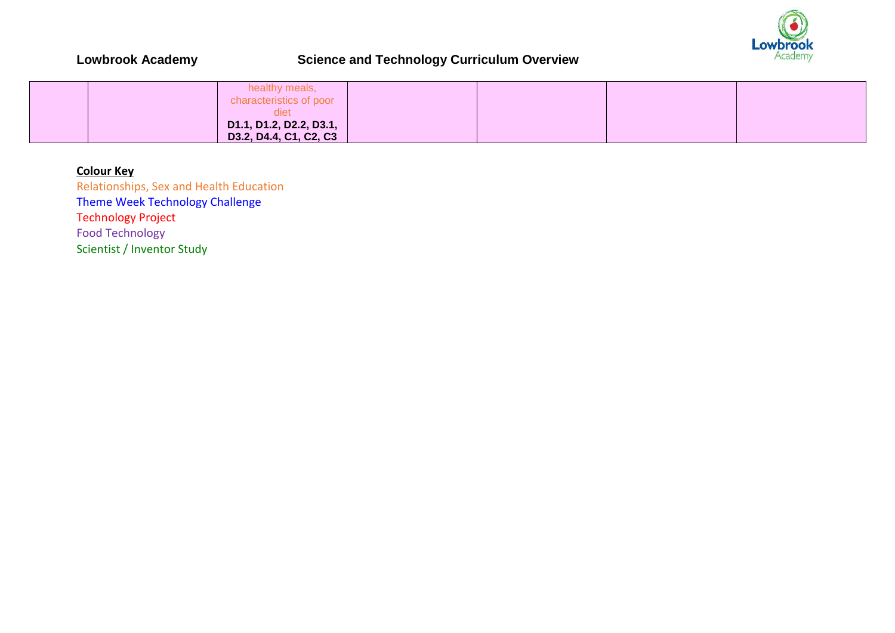| | | | | | | |
|---|---|---|---|---|---|---|
| | | healthy meals, characteristics of poor diet **D1.1, D1.2, D2.2, D3.1, D3.2, D4.4, C1, C2, C3** | | | | |

**Colour Key**

Relationships, Sex and Health Education

Theme Week Technology Challenge

Technology Project

Food Technology

Scientist / Inventor Study